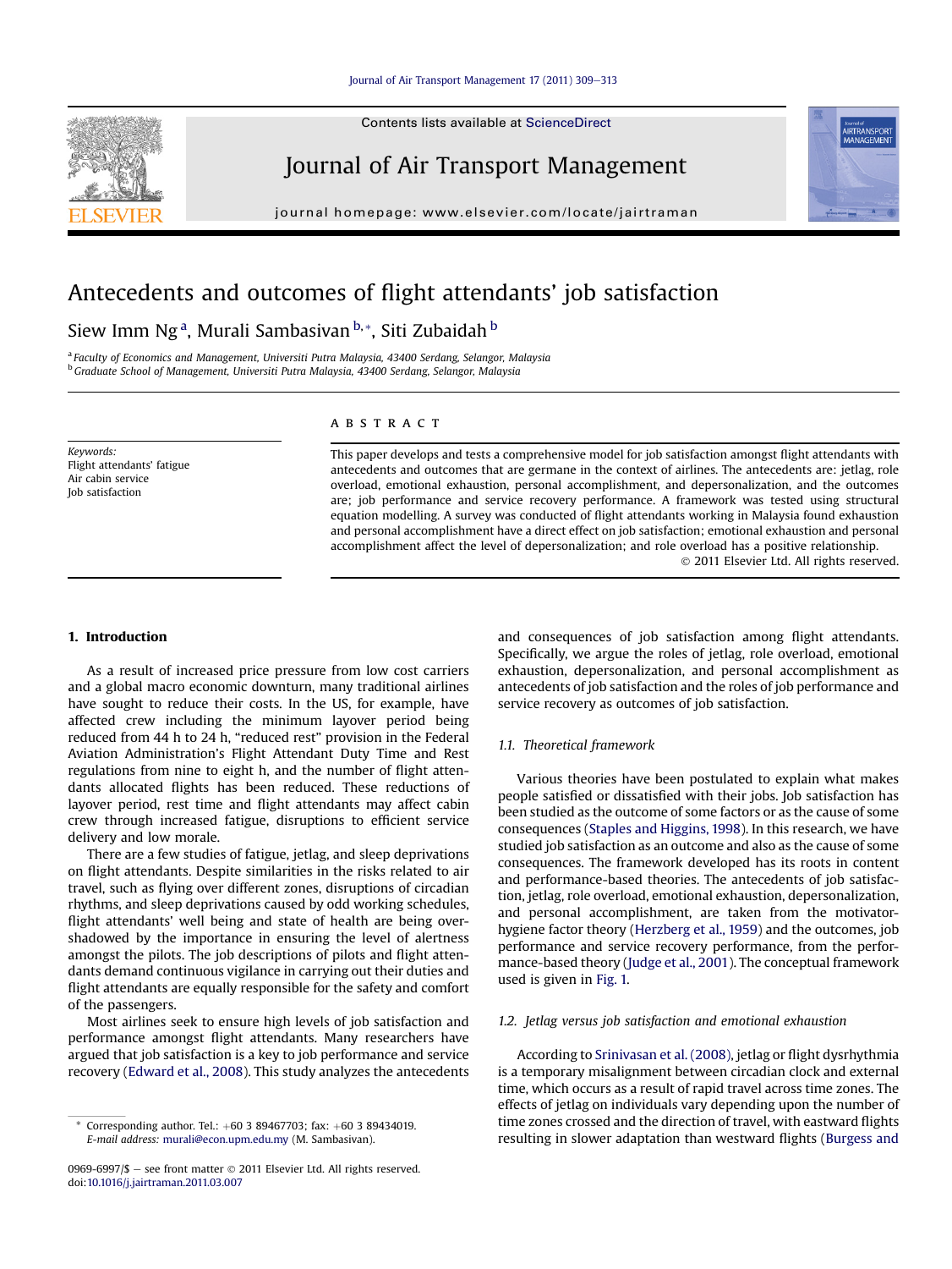# Antecedents and outcomes of flight attendants' job satisfaction

Siew Imm Ng [a], Murali Sambasivan [b,*], Siti Zubaidah [b]

[a] Faculty of Economics and Management, Universiti Putra Malaysia, 43400 Serdang, Selangor, Malaysia
[b] Graduate School of Management, Universiti Putra Malaysia, 43400 Serdang, Selangor, Malaysia

*Keywords:*
Flight attendants' fatigue
Air cabin service
Job satisfaction

## ABSTRACT

This paper develops and tests a comprehensive model for job satisfaction amongst flight attendants with antecedents and outcomes that are germane in the context of airlines. The antecedents are: jetlag, role overload, emotional exhaustion, personal accomplishment, and depersonalization, and the outcomes are; job performance and service recovery performance. A framework was tested using structural equation modelling. A survey was conducted of flight attendants working in Malaysia found exhaustion and personal accomplishment have a direct effect on job satisfaction; emotional exhaustion and personal accomplishment affect the level of depersonalization; and role overload has a positive relationship.

© 2011 Elsevier Ltd. All rights reserved.

## 1. Introduction

As a result of increased price pressure from low cost carriers and a global macro economic downturn, many traditional airlines have sought to reduce their costs. In the US, for example, have affected crew including the minimum layover period being reduced from 44 h to 24 h, "reduced rest" provision in the Federal Aviation Administration's Flight Attendant Duty Time and Rest regulations from nine to eight h, and the number of flight attendants allocated flights has been reduced. These reductions of layover period, rest time and flight attendants may affect cabin crew through increased fatigue, disruptions to efficient service delivery and low morale.

There are a few studies of fatigue, jetlag, and sleep deprivations on flight attendants. Despite similarities in the risks related to air travel, such as flying over different zones, disruptions of circadian rhythms, and sleep deprivations caused by odd working schedules, flight attendants' well being and state of health are being overshadowed by the importance in ensuring the level of alertness amongst the pilots. The job descriptions of pilots and flight attendants demand continuous vigilance in carrying out their duties and flight attendants are equally responsible for the safety and comfort of the passengers.

Most airlines seek to ensure high levels of job satisfaction and performance amongst flight attendants. Many researchers have argued that job satisfaction is a key to job performance and service recovery (Edward et al., 2008). This study analyzes the antecedents and consequences of job satisfaction among flight attendants. Specifically, we argue the roles of jetlag, role overload, emotional exhaustion, depersonalization, and personal accomplishment as antecedents of job satisfaction and the roles of job performance and service recovery as outcomes of job satisfaction.

### 1.1. Theoretical framework

Various theories have been postulated to explain what makes people satisfied or dissatisfied with their jobs. Job satisfaction has been studied as the outcome of some factors or as the cause of some consequences (Staples and Higgins, 1998). In this research, we have studied job satisfaction as an outcome and also as the cause of some consequences. The framework developed has its roots in content and performance-based theories. The antecedents of job satisfaction, jetlag, role overload, emotional exhaustion, depersonalization, and personal accomplishment, are taken from the motivator-hygiene factor theory (Herzberg et al., 1959) and the outcomes, job performance and service recovery performance, from the performance-based theory (Judge et al., 2001). The conceptual framework used is given in Fig. 1.

### 1.2. Jetlag versus job satisfaction and emotional exhaustion

According to Srinivasan et al. (2008), jetlag or flight dysrhythmia is a temporary misalignment between circadian clock and external time, which occurs as a result of rapid travel across time zones. The effects of jetlag on individuals vary depending upon the number of time zones crossed and the direction of travel, with eastward flights resulting in slower adaptation than westward flights (Burgess and

* Corresponding author. Tel.: +60 3 89467703; fax: +60 3 89434019.
*E-mail address:* murali@econ.upm.edu.my (M. Sambasivan).

0969-6997/$ – see front matter © 2011 Elsevier Ltd. All rights reserved.
doi:10.1016/j.jairtraman.2011.03.007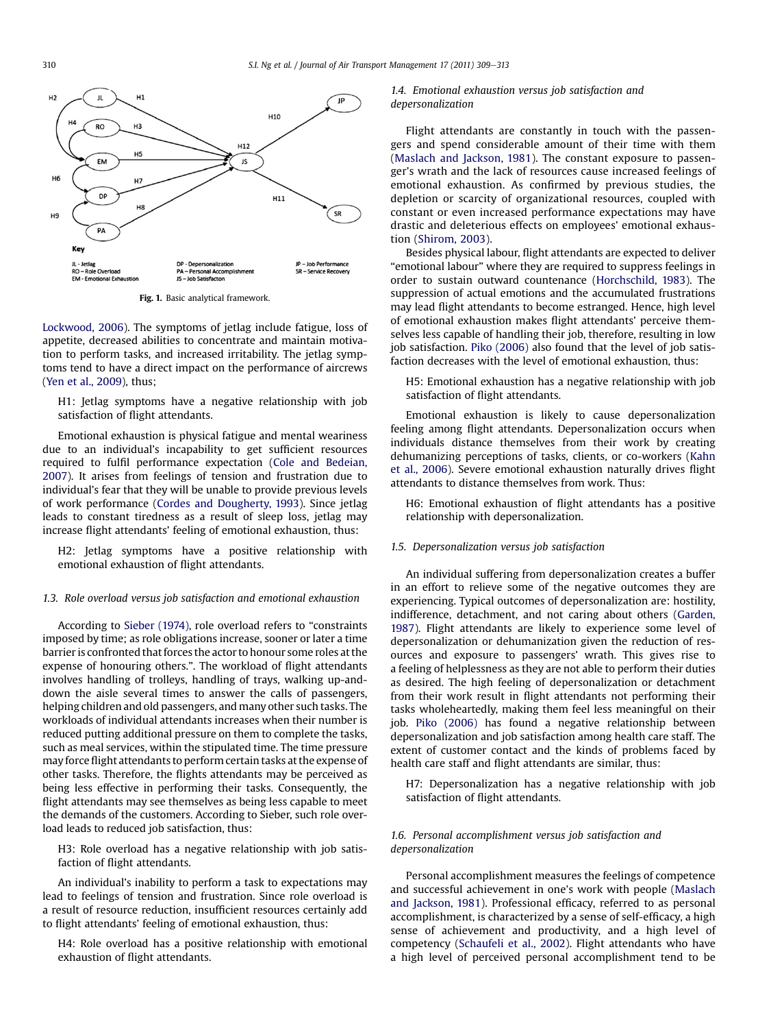H2 JL H1

H4 RO H3

H10 JP

H12

EM H5 JS

H6 H7

DP H11

H9 H8 SR

PA

Key

JL - Jetlag
RO – Role Overload
EM - Emotional Exhaustion
DP - Depersonalization
PA – Personal Accomplishment
JS – Job Satisfaction
JP – Job Performance
SR – Service Recovery

**Fig. 1.** Basic analytical framework.

Lockwood, 2006). The symptoms of jetlag include fatigue, loss of appetite, decreased abilities to concentrate and maintain motivation to perform tasks, and increased irritability. The jetlag symptoms tend to have a direct impact on the performance of aircrews (Yen et al., 2009), thus;

> H1: Jetlag symptoms have a negative relationship with job satisfaction of flight attendants.

Emotional exhaustion is physical fatigue and mental weariness due to an individual's incapability to get sufficient resources required to fulfil performance expectation (Cole and Bedeian, 2007). It arises from feelings of tension and frustration due to individual's fear that they will be unable to provide previous levels of work performance (Cordes and Dougherty, 1993). Since jetlag leads to constant tiredness as a result of sleep loss, jetlag may increase flight attendants' feeling of emotional exhaustion, thus:

> H2: Jetlag symptoms have a positive relationship with emotional exhaustion of flight attendants.

### 1.3. Role overload versus job satisfaction and emotional exhaustion

According to Sieber (1974), role overload refers to "constraints imposed by time; as role obligations increase, sooner or later a time barrier is confronted that forces the actor to honour some roles at the expense of honouring others.". The workload of flight attendants involves handling of trolleys, handling of trays, walking up-and-down the aisle several times to answer the calls of passengers, helping children and old passengers, and many other such tasks. The workloads of individual attendants increases when their number is reduced putting additional pressure on them to complete the tasks, such as meal services, within the stipulated time. The time pressure may force flight attendants to perform certain tasks at the expense of other tasks. Therefore, the flights attendants may be perceived as being less effective in performing their tasks. Consequently, the flight attendants may see themselves as being less capable to meet the demands of the customers. According to Sieber, such role overload leads to reduced job satisfaction, thus:

> H3: Role overload has a negative relationship with job satisfaction of flight attendants.

An individual's inability to perform a task to expectations may lead to feelings of tension and frustration. Since role overload is a result of resource reduction, insufficient resources certainly add to flight attendants' feeling of emotional exhaustion, thus:

> H4: Role overload has a positive relationship with emotional exhaustion of flight attendants.

### 1.4. Emotional exhaustion versus job satisfaction and depersonalization

Flight attendants are constantly in touch with the passengers and spend considerable amount of their time with them (Maslach and Jackson, 1981). The constant exposure to passenger's wrath and the lack of resources cause increased feelings of emotional exhaustion. As confirmed by previous studies, the depletion or scarcity of organizational resources, coupled with constant or even increased performance expectations may have drastic and deleterious effects on employees' emotional exhaustion (Shirom, 2003).

Besides physical labour, flight attendants are expected to deliver "emotional labour" where they are required to suppress feelings in order to sustain outward countenance (Horchschild, 1983). The suppression of actual emotions and the accumulated frustrations may lead flight attendants to become estranged. Hence, high level of emotional exhaustion makes flight attendants' perceive themselves less capable of handling their job, therefore, resulting in low job satisfaction. Piko (2006) also found that the level of job satisfaction decreases with the level of emotional exhaustion, thus:

> H5: Emotional exhaustion has a negative relationship with job satisfaction of flight attendants.

Emotional exhaustion is likely to cause depersonalization feeling among flight attendants. Depersonalization occurs when individuals distance themselves from their work by creating dehumanizing perceptions of tasks, clients, or co-workers (Kahn et al., 2006). Severe emotional exhaustion naturally drives flight attendants to distance themselves from work. Thus:

> H6: Emotional exhaustion of flight attendants has a positive relationship with depersonalization.

### 1.5. Depersonalization versus job satisfaction

An individual suffering from depersonalization creates a buffer in an effort to relieve some of the negative outcomes they are experiencing. Typical outcomes of depersonalization are: hostility, indifference, detachment, and not caring about others (Garden, 1987). Flight attendants are likely to experience some level of depersonalization or dehumanization given the reduction of resources and exposure to passengers' wrath. This gives rise to a feeling of helplessness as they are not able to perform their duties as desired. The high feeling of depersonalization or detachment from their work result in flight attendants not performing their tasks wholeheartedly, making them feel less meaningful on their job. Piko (2006) has found a negative relationship between depersonalization and job satisfaction among health care staff. The extent of customer contact and the kinds of problems faced by health care staff and flight attendants are similar, thus:

> H7: Depersonalization has a negative relationship with job satisfaction of flight attendants.

### 1.6. Personal accomplishment versus job satisfaction and depersonalization

Personal accomplishment measures the feelings of competence and successful achievement in one's work with people (Maslach and Jackson, 1981). Professional efficacy, referred to as personal accomplishment, is characterized by a sense of self-efficacy, a high sense of achievement and productivity, and a high level of competency (Schaufeli et al., 2002). Flight attendants who have a high level of perceived personal accomplishment tend to be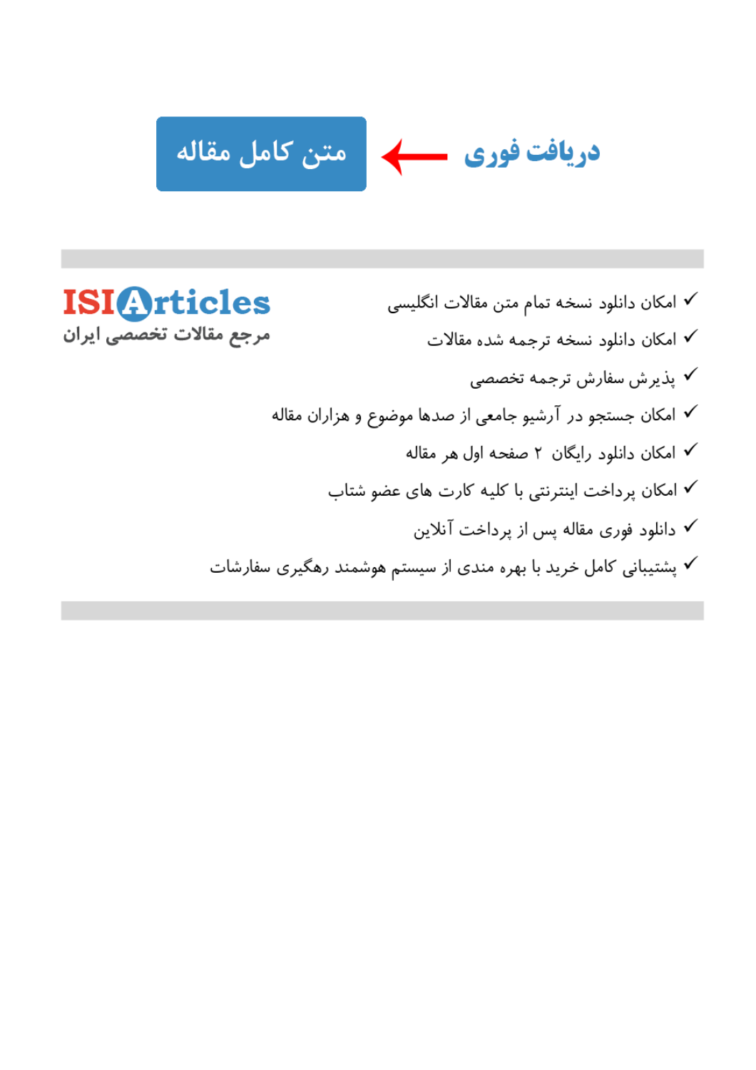دریافت فوری ← متن کامل مقاله

**ISIArticles**

مرجع مقالات تخصصی ایران

- ✓ امکان دانلود نسخه تمام متن مقالات انگلیسی
- ✓ امکان دانلود نسخه ترجمه شده مقالات
- ✓ پذیرش سفارش ترجمه تخصصی
- ✓ امکان جستجو در آرشیو جامعی از صدها موضوع و هزاران مقاله
- ✓ امکان دانلود رایگان ۲ صفحه اول هر مقاله
- ✓ امکان پرداخت اینترنتی با کلیه کارت های عضو شتاب
- ✓ دانلود فوری مقاله پس از پرداخت آنلاین
- ✓ پشتیبانی کامل خرید با بهره مندی از سیستم هوشمند رهگیری سفارشات